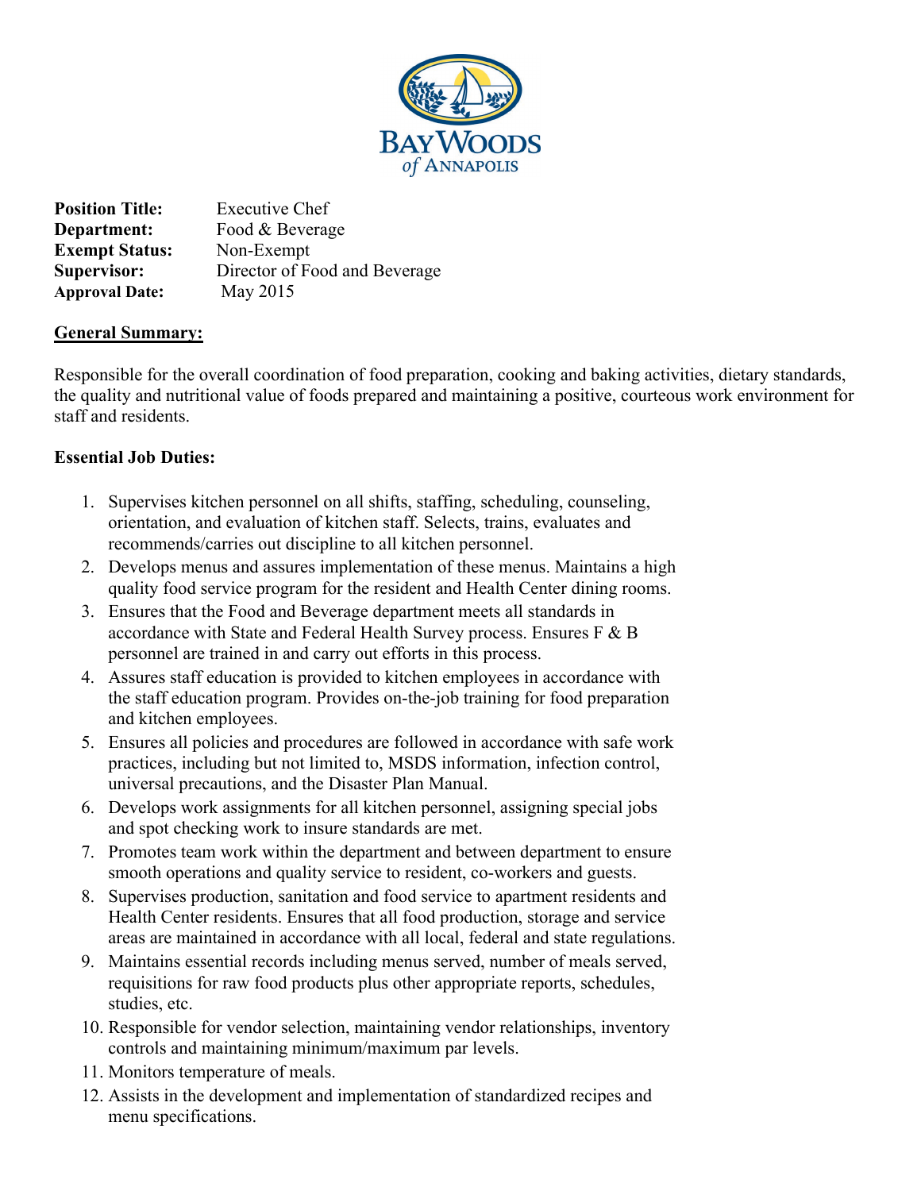BAY WOODS of ANNAPOLIS

**Position Title:** Executive Chef
**Department:** Food & Beverage
**Exempt Status:** Non-Exempt
**Supervisor:** Director of Food and Beverage
**Approval Date:** May 2015

## General Summary:

Responsible for the overall coordination of food preparation, cooking and baking activities, dietary standards, the quality and nutritional value of foods prepared and maintaining a positive, courteous work environment for staff and residents.

### Essential Job Duties:

1. Supervises kitchen personnel on all shifts, staffing, scheduling, counseling, orientation, and evaluation of kitchen staff. Selects, trains, evaluates and recommends/carries out discipline to all kitchen personnel.
2. Develops menus and assures implementation of these menus. Maintains a high quality food service program for the resident and Health Center dining rooms.
3. Ensures that the Food and Beverage department meets all standards in accordance with State and Federal Health Survey process. Ensures F & B personnel are trained in and carry out efforts in this process.
4. Assures staff education is provided to kitchen employees in accordance with the staff education program. Provides on-the-job training for food preparation and kitchen employees.
5. Ensures all policies and procedures are followed in accordance with safe work practices, including but not limited to, MSDS information, infection control, universal precautions, and the Disaster Plan Manual.
6. Develops work assignments for all kitchen personnel, assigning special jobs and spot checking work to insure standards are met.
7. Promotes team work within the department and between department to ensure smooth operations and quality service to resident, co-workers and guests.
8. Supervises production, sanitation and food service to apartment residents and Health Center residents. Ensures that all food production, storage and service areas are maintained in accordance with all local, federal and state regulations.
9. Maintains essential records including menus served, number of meals served, requisitions for raw food products plus other appropriate reports, schedules, studies, etc.
10. Responsible for vendor selection, maintaining vendor relationships, inventory controls and maintaining minimum/maximum par levels.
11. Monitors temperature of meals.
12. Assists in the development and implementation of standardized recipes and menu specifications.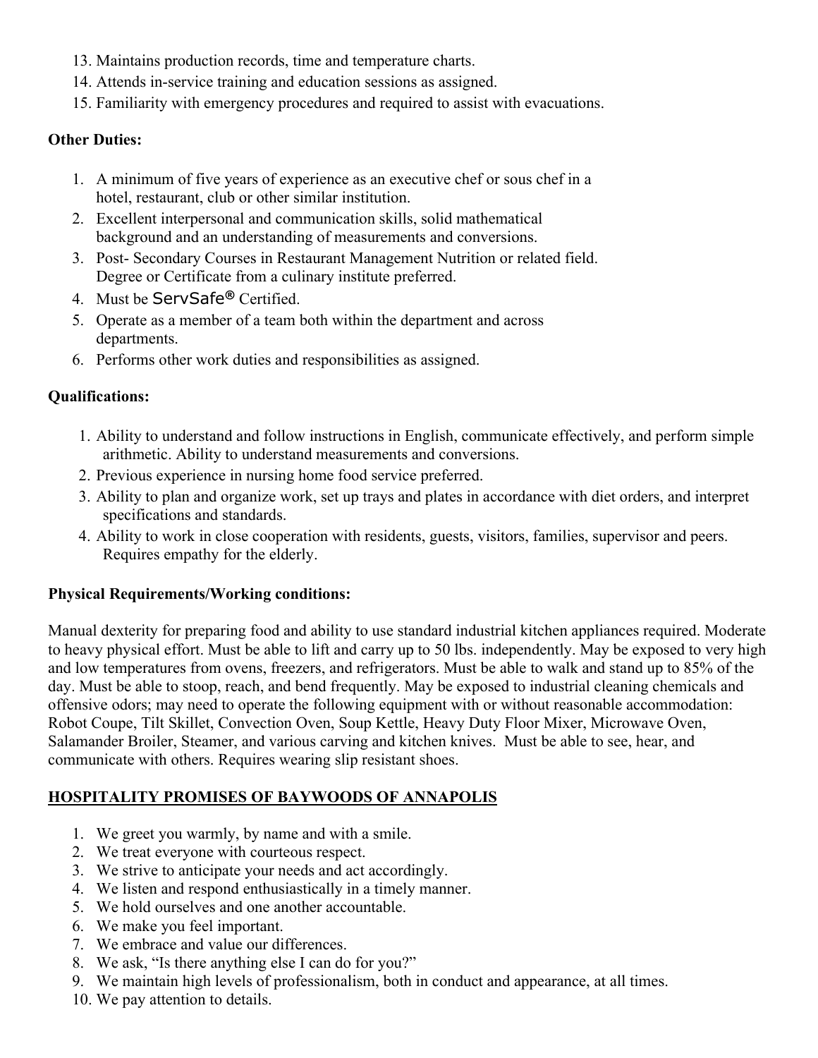13. Maintains production records, time and temperature charts.
14. Attends in-service training and education sessions as assigned.
15. Familiarity with emergency procedures and required to assist with evacuations.

**Other Duties:**

1. A minimum of five years of experience as an executive chef or sous chef in a hotel, restaurant, club or other similar institution.
2. Excellent interpersonal and communication skills, solid mathematical background and an understanding of measurements and conversions.
3. Post- Secondary Courses in Restaurant Management Nutrition or related field. Degree or Certificate from a culinary institute preferred.
4. Must be ServSafe® Certified.
5. Operate as a member of a team both within the department and across departments.
6. Performs other work duties and responsibilities as assigned.

**Qualifications:**

1. Ability to understand and follow instructions in English, communicate effectively, and perform simple arithmetic. Ability to understand measurements and conversions.
2. Previous experience in nursing home food service preferred.
3. Ability to plan and organize work, set up trays and plates in accordance with diet orders, and interpret specifications and standards.
4. Ability to work in close cooperation with residents, guests, visitors, families, supervisor and peers. Requires empathy for the elderly.

**Physical Requirements/Working conditions:**

Manual dexterity for preparing food and ability to use standard industrial kitchen appliances required. Moderate to heavy physical effort. Must be able to lift and carry up to 50 lbs. independently. May be exposed to very high and low temperatures from ovens, freezers, and refrigerators. Must be able to walk and stand up to 85% of the day. Must be able to stoop, reach, and bend frequently. May be exposed to industrial cleaning chemicals and offensive odors; may need to operate the following equipment with or without reasonable accommodation: Robot Coupe, Tilt Skillet, Convection Oven, Soup Kettle, Heavy Duty Floor Mixer, Microwave Oven, Salamander Broiler, Steamer, and various carving and kitchen knives. Must be able to see, hear, and communicate with others. Requires wearing slip resistant shoes.

**HOSPITALITY PROMISES OF BAYWOODS OF ANNAPOLIS**

1. We greet you warmly, by name and with a smile.
2. We treat everyone with courteous respect.
3. We strive to anticipate your needs and act accordingly.
4. We listen and respond enthusiastically in a timely manner.
5. We hold ourselves and one another accountable.
6. We make you feel important.
7. We embrace and value our differences.
8. We ask, "Is there anything else I can do for you?"
9. We maintain high levels of professionalism, both in conduct and appearance, at all times.
10. We pay attention to details.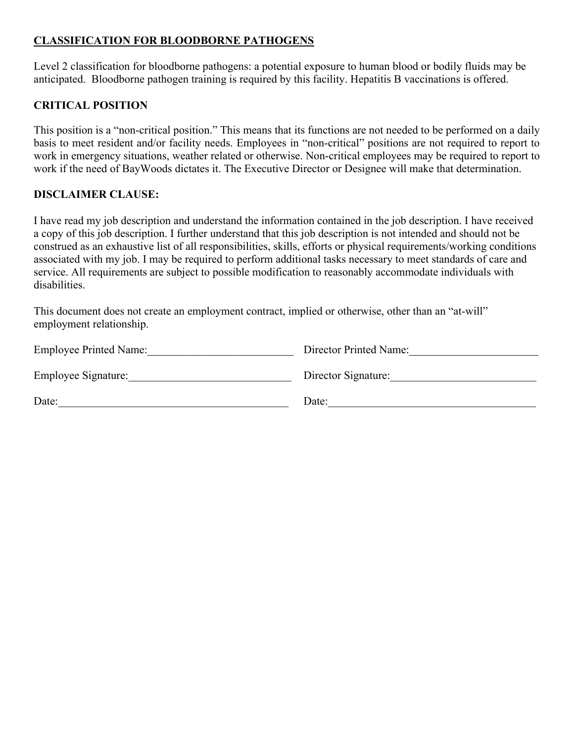## CLASSIFICATION FOR BLOODBORNE PATHOGENS

Level 2 classification for bloodborne pathogens: a potential exposure to human blood or bodily fluids may be anticipated. Bloodborne pathogen training is required by this facility. Hepatitis B vaccinations is offered.

## CRITICAL POSITION

This position is a "non-critical position." This means that its functions are not needed to be performed on a daily basis to meet resident and/or facility needs. Employees in "non-critical" positions are not required to report to work in emergency situations, weather related or otherwise. Non-critical employees may be required to report to work if the need of BayWoods dictates it. The Executive Director or Designee will make that determination.

## DISCLAIMER CLAUSE:

I have read my job description and understand the information contained in the job description. I have received a copy of this job description. I further understand that this job description is not intended and should not be construed as an exhaustive list of all responsibilities, skills, efforts or physical requirements/working conditions associated with my job. I may be required to perform additional tasks necessary to meet standards of care and service. All requirements are subject to possible modification to reasonably accommodate individuals with disabilities.

This document does not create an employment contract, implied or otherwise, other than an "at-will" employment relationship.

Employee Printed Name:__________________________ Director Printed Name:______________________

Employee Signature:_____________________________ Director Signature:_________________________

Date:_________________________________________ Date:_____________________________________